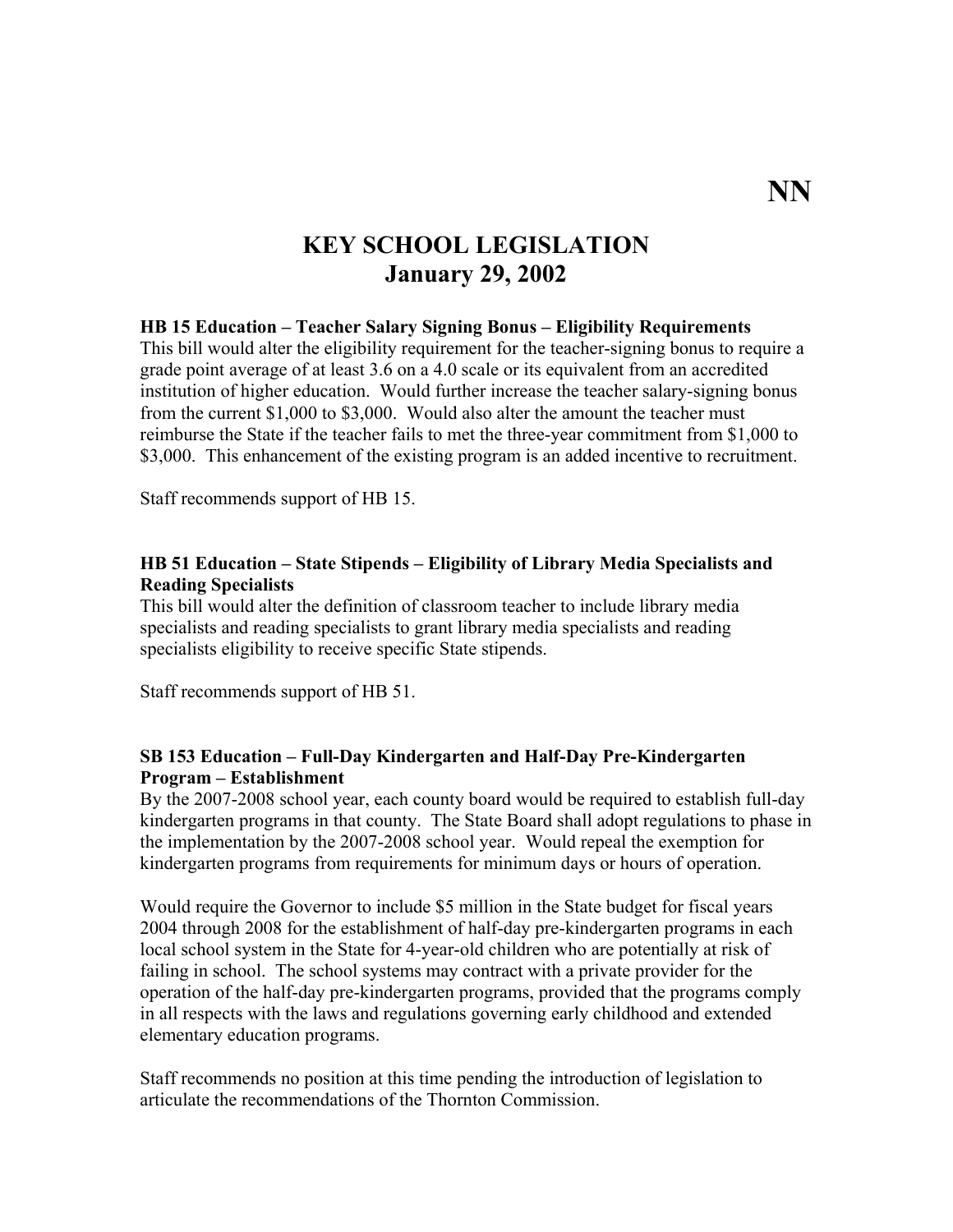NN

# KEY SCHOOL LEGISLATION
# January 29, 2002

**HB 15 Education – Teacher Salary Signing Bonus – Eligibility Requirements**
This bill would alter the eligibility requirement for the teacher-signing bonus to require a grade point average of at least 3.6 on a 4.0 scale or its equivalent from an accredited institution of higher education. Would further increase the teacher salary-signing bonus from the current $1,000 to $3,000. Would also alter the amount the teacher must reimburse the State if the teacher fails to met the three-year commitment from $1,000 to $3,000. This enhancement of the existing program is an added incentive to recruitment.

Staff recommends support of HB 15.

**HB 51 Education – State Stipends – Eligibility of Library Media Specialists and Reading Specialists**
This bill would alter the definition of classroom teacher to include library media specialists and reading specialists to grant library media specialists and reading specialists eligibility to receive specific State stipends.

Staff recommends support of HB 51.

**SB 153 Education – Full-Day Kindergarten and Half-Day Pre-Kindergarten Program – Establishment**
By the 2007-2008 school year, each county board would be required to establish full-day kindergarten programs in that county. The State Board shall adopt regulations to phase in the implementation by the 2007-2008 school year. Would repeal the exemption for kindergarten programs from requirements for minimum days or hours of operation.

Would require the Governor to include $5 million in the State budget for fiscal years 2004 through 2008 for the establishment of half-day pre-kindergarten programs in each local school system in the State for 4-year-old children who are potentially at risk of failing in school. The school systems may contract with a private provider for the operation of the half-day pre-kindergarten programs, provided that the programs comply in all respects with the laws and regulations governing early childhood and extended elementary education programs.

Staff recommends no position at this time pending the introduction of legislation to articulate the recommendations of the Thornton Commission.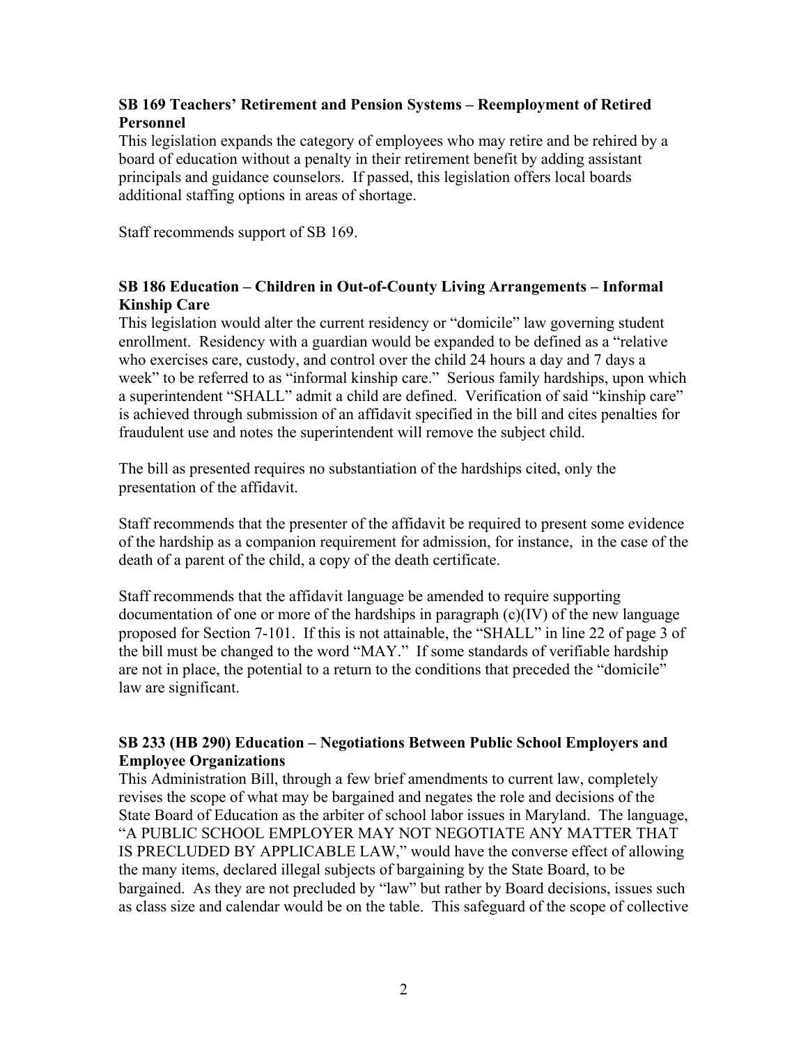**SB 169 Teachers' Retirement and Pension Systems – Reemployment of Retired Personnel**

This legislation expands the category of employees who may retire and be rehired by a board of education without a penalty in their retirement benefit by adding assistant principals and guidance counselors. If passed, this legislation offers local boards additional staffing options in areas of shortage.

Staff recommends support of SB 169.

**SB 186 Education – Children in Out-of-County Living Arrangements – Informal Kinship Care**

This legislation would alter the current residency or "domicile" law governing student enrollment. Residency with a guardian would be expanded to be defined as a "relative who exercises care, custody, and control over the child 24 hours a day and 7 days a week" to be referred to as "informal kinship care." Serious family hardships, upon which a superintendent "SHALL" admit a child are defined. Verification of said "kinship care" is achieved through submission of an affidavit specified in the bill and cites penalties for fraudulent use and notes the superintendent will remove the subject child.

The bill as presented requires no substantiation of the hardships cited, only the presentation of the affidavit.

Staff recommends that the presenter of the affidavit be required to present some evidence of the hardship as a companion requirement for admission, for instance, in the case of the death of a parent of the child, a copy of the death certificate.

Staff recommends that the affidavit language be amended to require supporting documentation of one or more of the hardships in paragraph (c)(IV) of the new language proposed for Section 7-101. If this is not attainable, the "SHALL" in line 22 of page 3 of the bill must be changed to the word "MAY." If some standards of verifiable hardship are not in place, the potential to a return to the conditions that preceded the "domicile" law are significant.

**SB 233 (HB 290) Education – Negotiations Between Public School Employers and Employee Organizations**

This Administration Bill, through a few brief amendments to current law, completely revises the scope of what may be bargained and negates the role and decisions of the State Board of Education as the arbiter of school labor issues in Maryland. The language, "A PUBLIC SCHOOL EMPLOYER MAY NOT NEGOTIATE ANY MATTER THAT IS PRECLUDED BY APPLICABLE LAW," would have the converse effect of allowing the many items, declared illegal subjects of bargaining by the State Board, to be bargained. As they are not precluded by "law" but rather by Board decisions, issues such as class size and calendar would be on the table. This safeguard of the scope of collective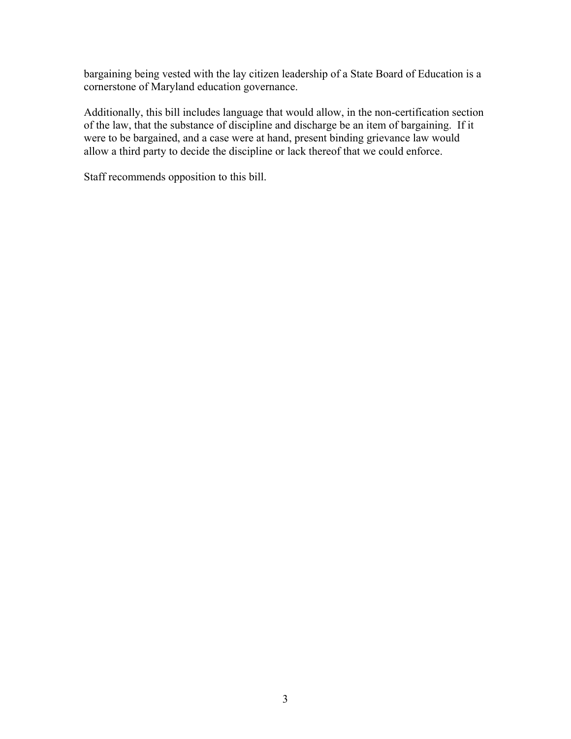bargaining being vested with the lay citizen leadership of a State Board of Education is a cornerstone of Maryland education governance.

Additionally, this bill includes language that would allow, in the non-certification section of the law, that the substance of discipline and discharge be an item of bargaining. If it were to be bargained, and a case were at hand, present binding grievance law would allow a third party to decide the discipline or lack thereof that we could enforce.

Staff recommends opposition to this bill.